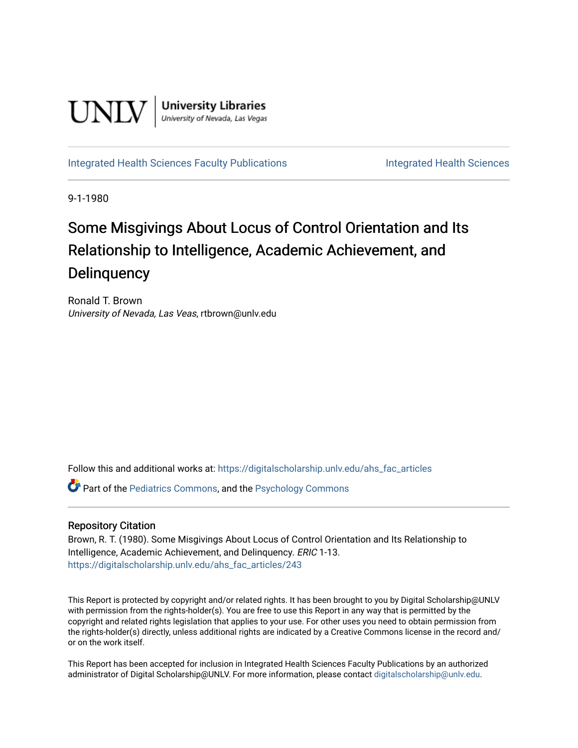UNLV | University Libraries
University of Nevada, Las Vegas

Integrated Health Sciences Faculty Publications | Integrated Health Sciences

9-1-1980

# Some Misgivings About Locus of Control Orientation and Its Relationship to Intelligence, Academic Achievement, and Delinquency

Ronald T. Brown
*University of Nevada, Las Veas*, rtbrown@unlv.edu

Follow this and additional works at: https://digitalscholarship.unlv.edu/ahs_fac_articles

Part of the Pediatrics Commons, and the Psychology Commons

## Repository Citation

Brown, R. T. (1980). Some Misgivings About Locus of Control Orientation and Its Relationship to Intelligence, Academic Achievement, and Delinquency. *ERIC* 1-13.
https://digitalscholarship.unlv.edu/ahs_fac_articles/243

This Report is protected by copyright and/or related rights. It has been brought to you by Digital Scholarship@UNLV with permission from the rights-holder(s). You are free to use this Report in any way that is permitted by the copyright and related rights legislation that applies to your use. For other uses you need to obtain permission from the rights-holder(s) directly, unless additional rights are indicated by a Creative Commons license in the record and/or on the work itself.

This Report has been accepted for inclusion in Integrated Health Sciences Faculty Publications by an authorized administrator of Digital Scholarship@UNLV. For more information, please contact digitalscholarship@unlv.edu.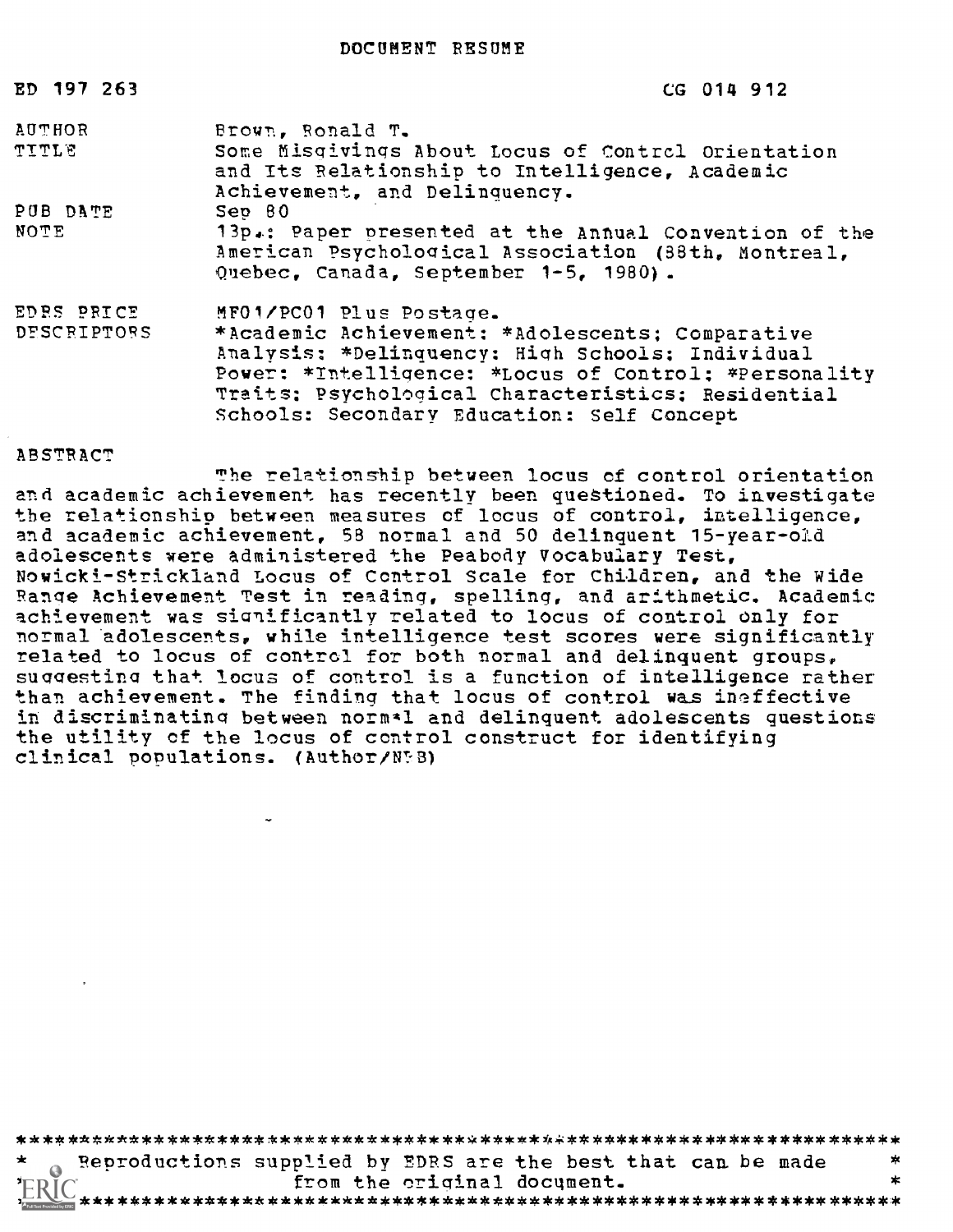DOCUMENT RESUME

| | |
|---|---|
| ED 197 263 | CG 014 912 |
| AUTHOR | Brown, Ronald T. |
| TITLE | Some Misgivings About Locus of Control Orientation and Its Relationship to Intelligence, Academic Achievement, and Delinquency. |
| PUB DATE | Sep 80 |
| NOTE | 13p.: Paper presented at the Annual Convention of the American Psychological Association (88th, Montreal, Quebec, Canada, September 1-5, 1980). |
| EDRS PRICE | MF01/PC01 Plus Postage. |
| DESCRIPTORS | *Academic Achievement: *Adolescents; Comparative Analysis: *Delinquency: High Schools; Individual Power: *Intelligence: *Locus of Control; *Personality Traits: Psychological Characteristics: Residential Schools: Secondary Education: Self Concept |

ABSTRACT

The relationship between locus of control orientation and academic achievement has recently been questioned. To investigate the relationship between measures of locus of control, intelligence, and academic achievement, 58 normal and 50 delinquent 15-year-old adolescents were administered the Peabody Vocabulary Test, Nowicki-Strickland Locus of Control Scale for Children, and the Wide Range Achievement Test in reading, spelling, and arithmetic. Academic achievement was significantly related to locus of control only for normal adolescents, while intelligence test scores were significantly related to locus of control for both normal and delinquent groups, suggesting that locus of control is a function of intelligence rather than achievement. The finding that locus of control was ineffective in discriminating between normal and delinquent adolescents questions the utility of the locus of control construct for identifying clinical populations. (Author/NRB)

***********************************************************************
* Reproductions supplied by EDRS are the best that can be made *
* from the original document. *
***********************************************************************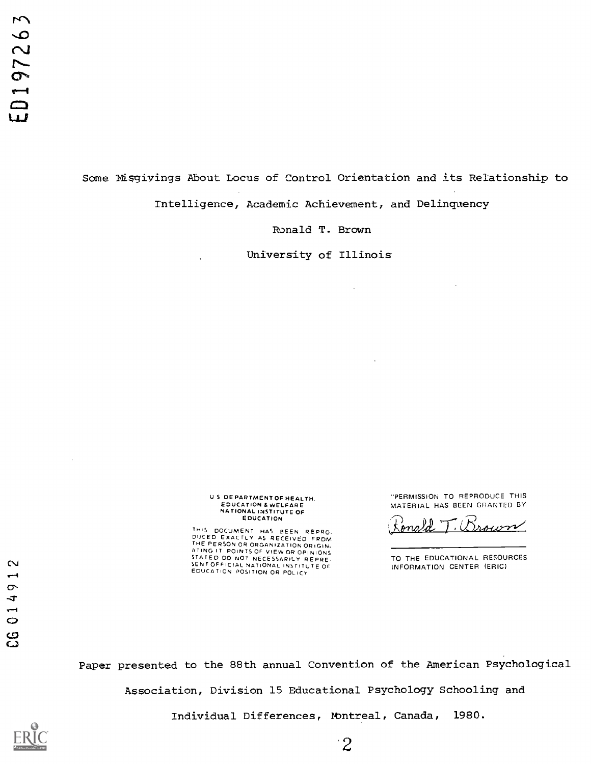# Some Misgivings About Locus of Control Orientation and its Relationship to Intelligence, Academic Achievement, and Delinquency

Ronald T. Brown

University of Illinois

U S DEPARTMENT OF HEALTH, EDUCATION & WELFARE NATIONAL INSTITUTE OF EDUCATION

THIS DOCUMENT HAS BEEN REPRODUCED EXACTLY AS RECEIVED FROM THE PERSON OR ORGANIZATION ORIGINATING IT. POINTS OF VIEW OR OPINIONS STATED DO NOT NECESSARILY REPRESENT OFFICIAL NATIONAL INSTITUTE OF EDUCATION POSITION OR POLICY

"PERMISSION TO REPRODUCE THIS MATERIAL HAS BEEN GRANTED BY

Ronald T. Brown

TO THE EDUCATIONAL RESOURCES INFORMATION CENTER (ERIC)

Paper presented to the 88th annual Convention of the American Psychological Association, Division 15 Educational Psychology Schooling and Individual Differences, Montreal, Canada, 1980.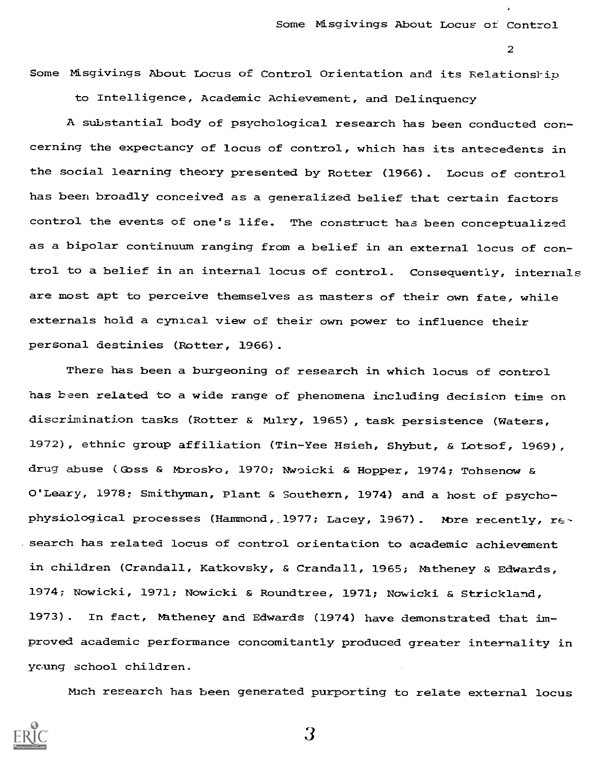Some Misgivings About Locus of Control Orientation and its Relationship to Intelligence, Academic Achievement, and Delinquency

A substantial body of psychological research has been conducted concerning the expectancy of locus of control, which has its antecedents in the social learning theory presented by Rotter (1966). Locus of control has been broadly conceived as a generalized belief that certain factors control the events of one's life. The construct has been conceptualized as a bipolar continuum ranging from a belief in an external locus of control to a belief in an internal locus of control. Consequently, internals are most apt to perceive themselves as masters of their own fate, while externals hold a cynical view of their own power to influence their personal destinies (Rotter, 1966).

There has been a burgeoning of research in which locus of control has been related to a wide range of phenomena including decision time on discrimination tasks (Rotter & Mulry, 1965), task persistence (Waters, 1972), ethnic group affiliation (Tin-Yee Hsieh, Shybut, & Lotsof, 1969), drug abuse (Goss & Morosko, 1970; Nwoicki & Hopper, 1974; Tohsenow & O'Leary, 1978; Smithyman, Plant & Southern, 1974) and a host of psychophysiological processes (Hammond, 1977; Lacey, 1967). More recently, research has related locus of control orientation to academic achievement in children (Crandall, Katkovsky, & Crandall, 1965; Matheney & Edwards, 1974; Nowicki, 1971; Nowicki & Roundtree, 1971; Nowicki & Strickland, 1973). In fact, Matheney and Edwards (1974) have demonstrated that improved academic performance concomitantly produced greater internality in young school children.

Much research has been generated purporting to relate external locus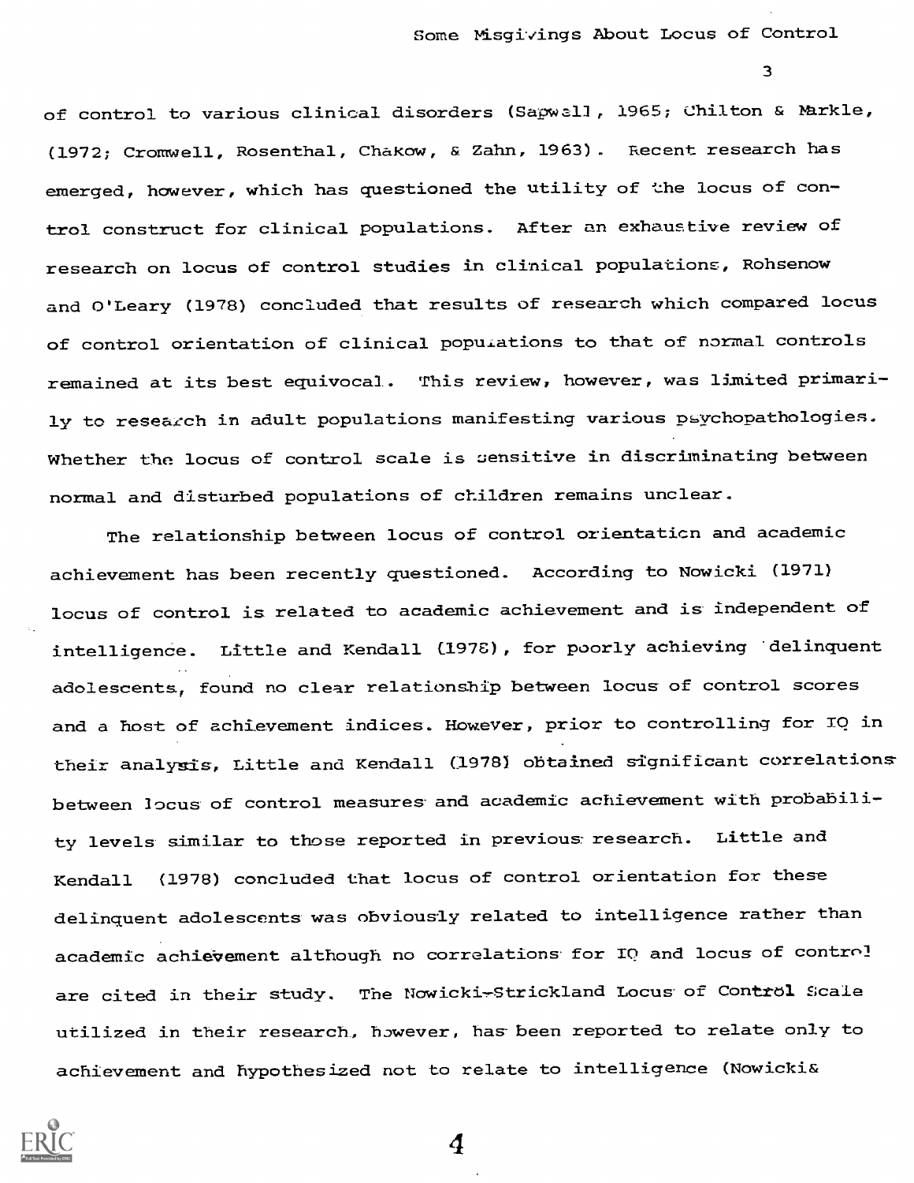of control to various clinical disorders (Sapwell, 1965; Chilton & Markle, (1972; Cromwell, Rosenthal, Chakow, & Zahn, 1963). Recent research has emerged, however, which has questioned the utility of the locus of control construct for clinical populations. After an exhaustive review of research on locus of control studies in clinical populations, Rohsenow and O'Leary (1978) concluded that results of research which compared locus of control orientation of clinical populations to that of normal controls remained at its best equivocal. This review, however, was limited primarily to research in adult populations manifesting various psychopathologies. Whether the locus of control scale is sensitive in discriminating between normal and disturbed populations of children remains unclear.

The relationship between locus of control orientation and academic achievement has been recently questioned. According to Nowicki (1971) locus of control is related to academic achievement and is independent of intelligence. Little and Kendall (1978), for poorly achieving delinquent adolescents, found no clear relationship between locus of control scores and a host of achievement indices. However, prior to controlling for IQ in their analysis, Little and Kendall (1978) obtained significant correlations between locus of control measures and academic achievement with probability levels similar to those reported in previous research. Little and Kendall (1978) concluded that locus of control orientation for these delinquent adolescents was obviously related to intelligence rather than academic achievement although no correlations for IQ and locus of control are cited in their study. The Nowicki-Strickland Locus of Control Scale utilized in their research, however, has been reported to relate only to achievement and hypothesized not to relate to intelligence (Nowicki&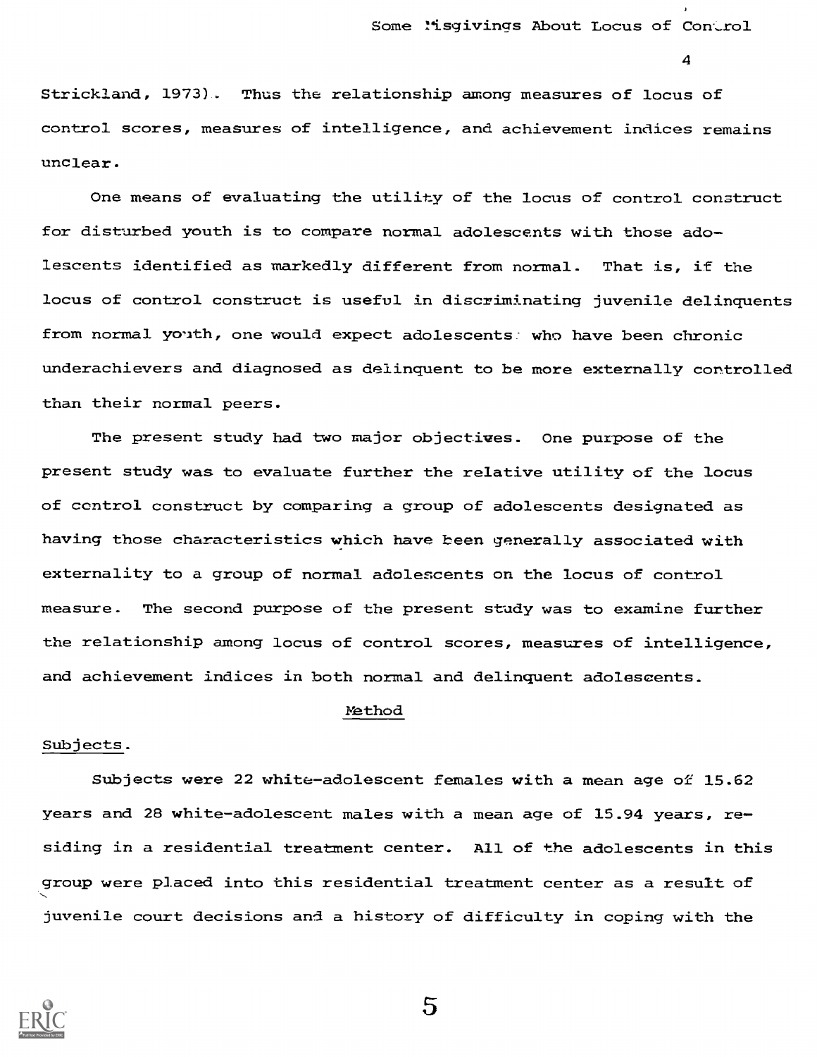Strickland, 1973). Thus the relationship among measures of locus of control scores, measures of intelligence, and achievement indices remains unclear.

One means of evaluating the utility of the locus of control construct for disturbed youth is to compare normal adolescents with those adolescents identified as markedly different from normal. That is, if the locus of control construct is useful in discriminating juvenile delinquents from normal youth, one would expect adolescents who have been chronic underachievers and diagnosed as delinquent to be more externally controlled than their normal peers.

The present study had two major objectives. One purpose of the present study was to evaluate further the relative utility of the locus of control construct by comparing a group of adolescents designated as having those characteristics which have been generally associated with externality to a group of normal adolescents on the locus of control measure. The second purpose of the present study was to examine further the relationship among locus of control scores, measures of intelligence, and achievement indices in both normal and delinquent adolescents.

## Method

### Subjects.

Subjects were 22 white-adolescent females with a mean age of 15.62 years and 28 white-adolescent males with a mean age of 15.94 years, residing in a residential treatment center. All of the adolescents in this group were placed into this residential treatment center as a result of juvenile court decisions and a history of difficulty in coping with the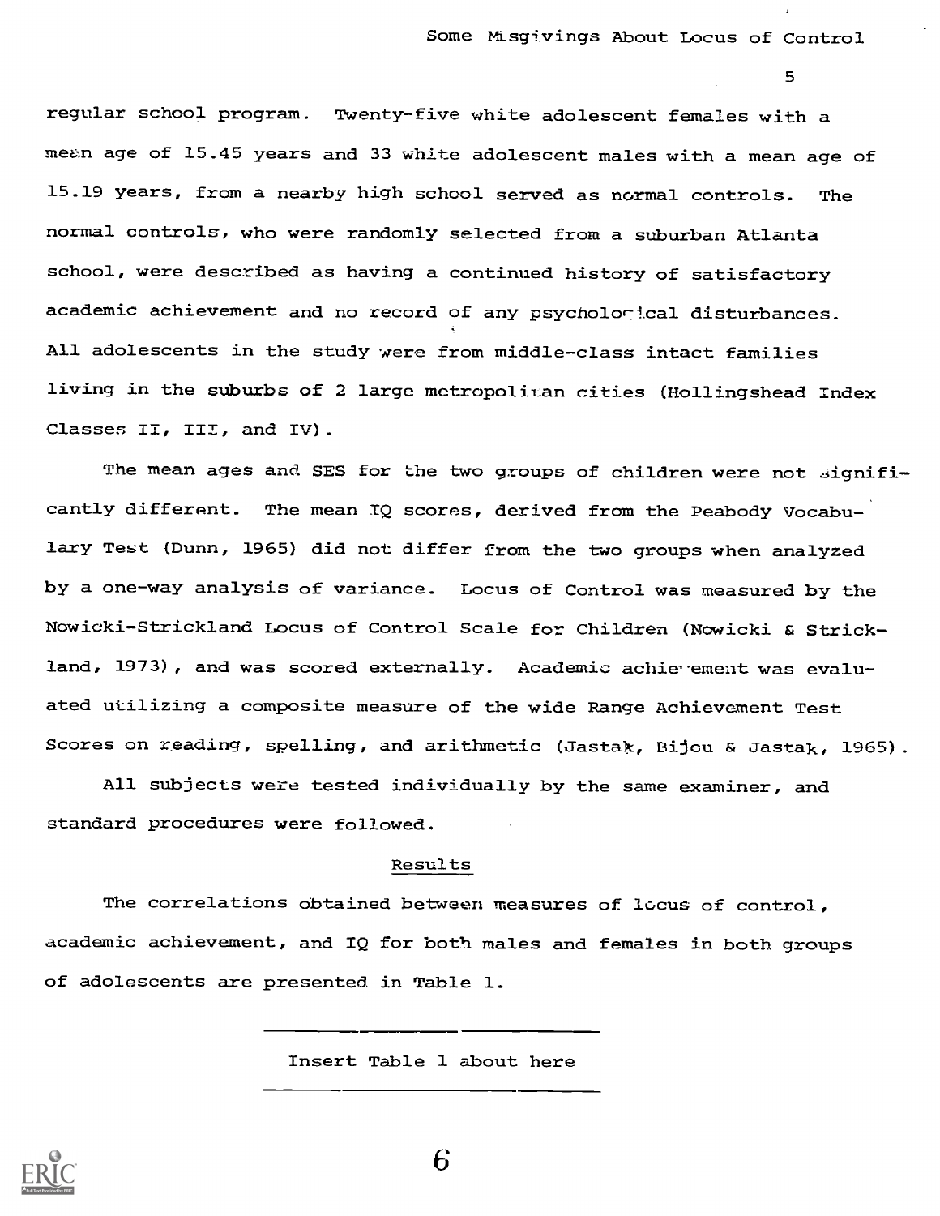regular school program. Twenty-five white adolescent females with a mean age of 15.45 years and 33 white adolescent males with a mean age of 15.19 years, from a nearby high school served as normal controls. The normal controls, who were randomly selected from a suburban Atlanta school, were described as having a continued history of satisfactory academic achievement and no record of any psychological disturbances. All adolescents in the study were from middle-class intact families living in the suburbs of 2 large metropolitan cities (Hollingshead Index Classes II, III, and IV).

The mean ages and SES for the two groups of children were not significantly different. The mean IQ scores, derived from the Peabody Vocabulary Test (Dunn, 1965) did not differ from the two groups when analyzed by a one-way analysis of variance. Locus of Control was measured by the Nowicki-Strickland Locus of Control Scale for Children (Nowicki & Strickland, 1973), and was scored externally. Academic achievement was evaluated utilizing a composite measure of the wide Range Achievement Test Scores on reading, spelling, and arithmetic (Jastak, Bijou & Jastak, 1965).

All subjects were tested individually by the same examiner, and standard procedures were followed.

## Results

The correlations obtained between measures of locus of control, academic achievement, and IQ for both males and females in both groups of adolescents are presented in Table 1.

---

Insert Table 1 about here

---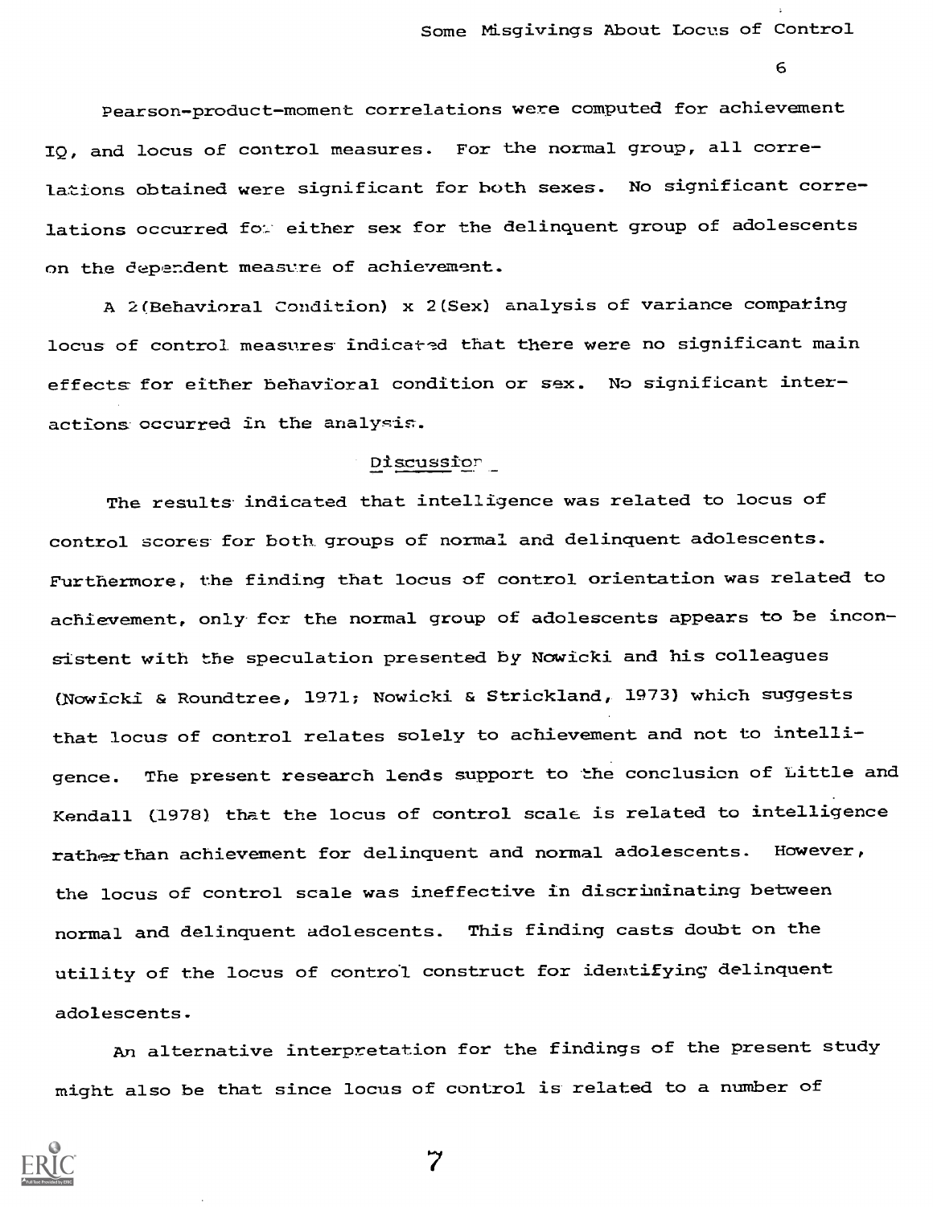Pearson-product-moment correlations were computed for achievement IQ, and locus of control measures. For the normal group, all correlations obtained were significant for both sexes. No significant correlations occurred for either sex for the delinquent group of adolescents on the dependent measure of achievement.

A 2(Behavioral Condition) x 2(Sex) analysis of variance comparing locus of control measures indicated that there were no significant main effects for either behavioral condition or sex. No significant interactions occurred in the analysis.

## Discussion

The results indicated that intelligence was related to locus of control scores for both groups of normal and delinquent adolescents. Furthermore, the finding that locus of control orientation was related to achievement, only for the normal group of adolescents appears to be inconsistent with the speculation presented by Nowicki and his colleagues (Nowicki & Roundtree, 1971; Nowicki & Strickland, 1973) which suggests that locus of control relates solely to achievement and not to intelligence. The present research lends support to the conclusion of Little and Kendall (1978) that the locus of control scale is related to intelligence rather than achievement for delinquent and normal adolescents. However, the locus of control scale was ineffective in discriminating between normal and delinquent adolescents. This finding casts doubt on the utility of the locus of control construct for identifying delinquent adolescents.

An alternative interpretation for the findings of the present study might also be that since locus of control is related to a number of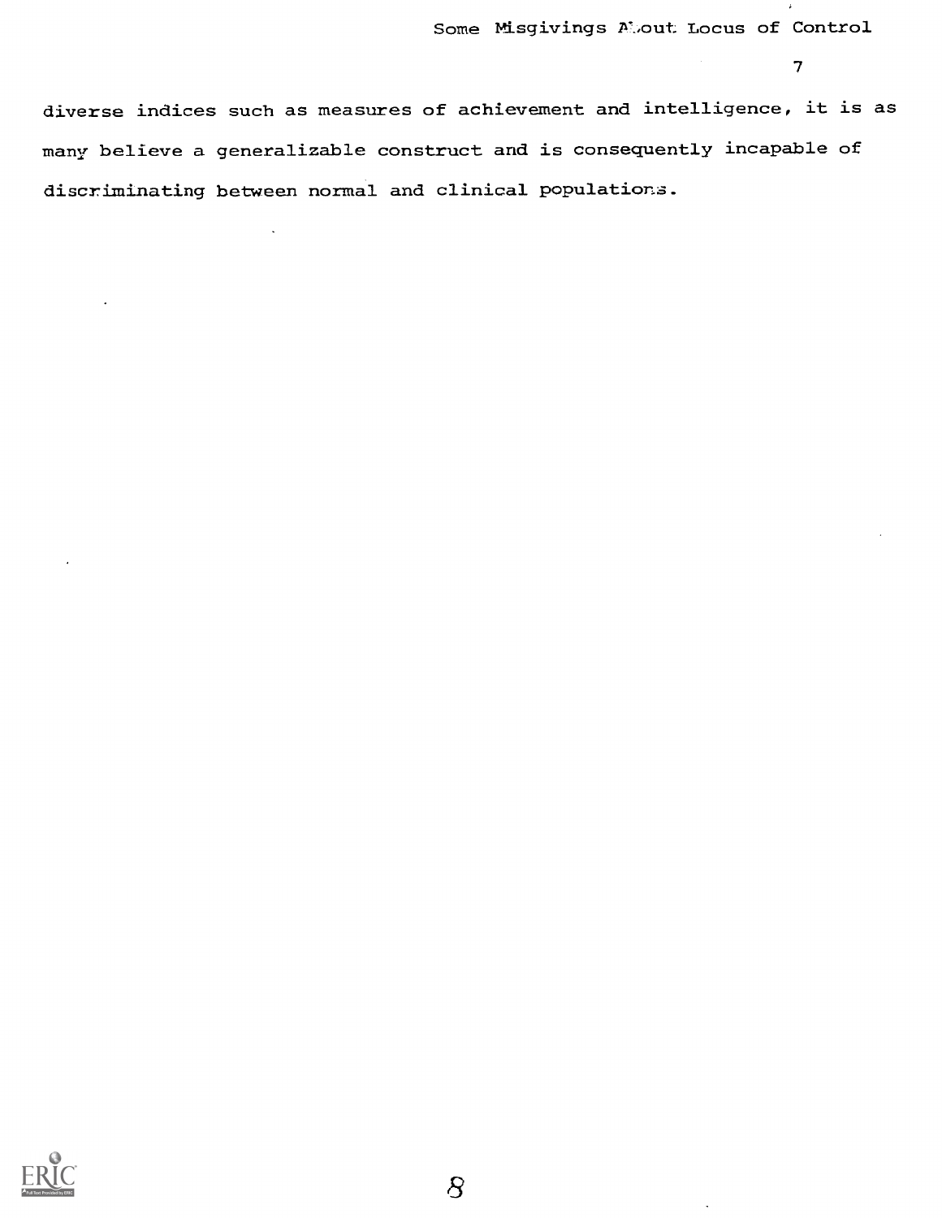diverse indices such as measures of achievement and intelligence, it is as many believe a generalizable construct and is consequently incapable of discriminating between normal and clinical populations.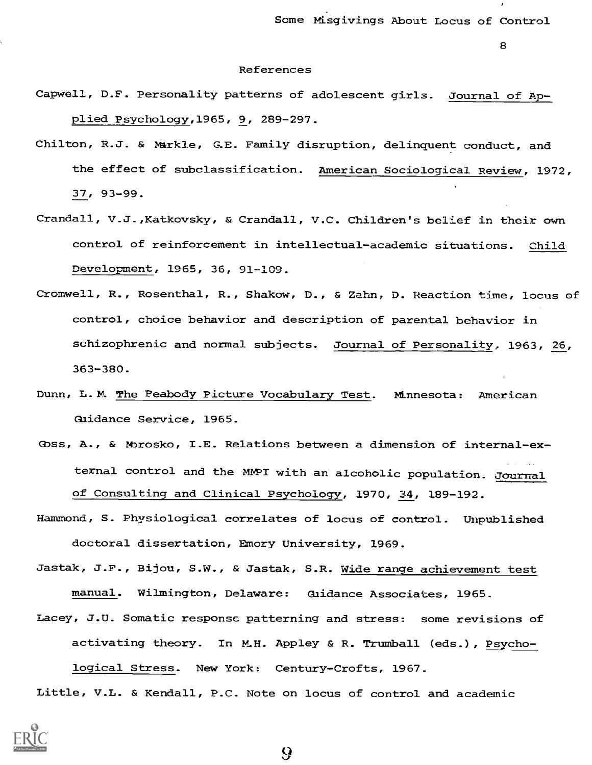## References

Capwell, D.F. Personality patterns of adolescent girls. Journal of Applied Psychology, 1965, 9, 289-297.

Chilton, R.J. & Markle, G.E. Family disruption, delinquent conduct, and the effect of subclassification. American Sociological Review, 1972, 37, 93-99.

Crandall, V.J., Katkovsky, & Crandall, V.C. Children's belief in their own control of reinforcement in intellectual-academic situations. Child Development, 1965, 36, 91-109.

Cromwell, R., Rosenthal, R., Shakow, D., & Zahn, D. Reaction time, locus of control, choice behavior and description of parental behavior in schizophrenic and normal subjects. Journal of Personality, 1963, 26, 363-380.

Dunn, L. M. The Peabody Picture Vocabulary Test. Minnesota: American Guidance Service, 1965.

Goss, A., & Morosko, I.E. Relations between a dimension of internal-external control and the MMPI with an alcoholic population. Journal of Consulting and Clinical Psychology, 1970, 34, 189-192.

Hammond, S. Physiological correlates of locus of control. Unpublished doctoral dissertation, Emory University, 1969.

Jastak, J.F., Bijou, S.W., & Jastak, S.R. Wide range achievement test manual. Wilmington, Delaware: Guidance Associates, 1965.

Lacey, J.U. Somatic response patterning and stress: some revisions of activating theory. In M.H. Appley & R. Trumball (eds.), Psychological Stress. New York: Century-Crofts, 1967.

Little, V.L. & Kendall, P.C. Note on locus of control and academic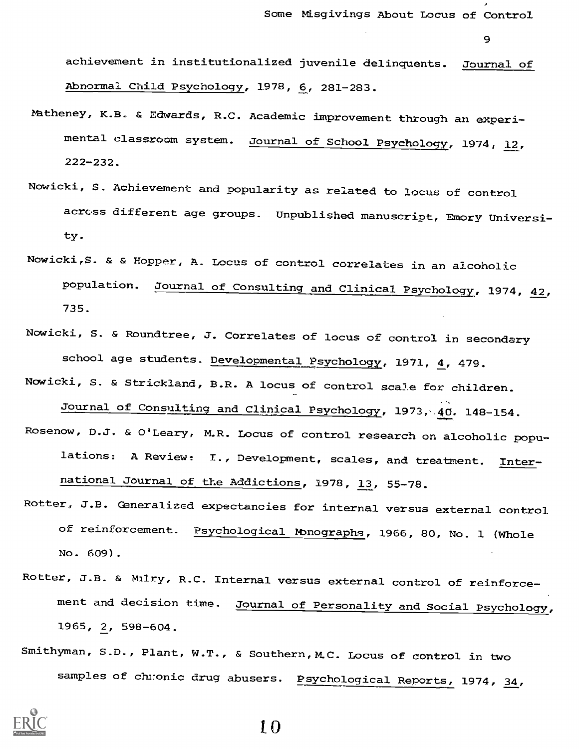achievement in institutionalized juvenile delinquents. *Journal of Abnormal Child Psychology*, 1978, *6*, 281-283.

Matheney, K.B. & Edwards, R.C. Academic improvement through an experimental classroom system. *Journal of School Psychology*, 1974, *12*, 222-232.

Nowicki, S. Achievement and popularity as related to locus of control across different age groups. Unpublished manuscript, Emory University.

Nowicki, S. & & Hopper, A. Locus of control correlates in an alcoholic population. *Journal of Consulting and Clinical Psychology*, 1974, *42*, 735.

Nowicki, S. & Roundtree, J. Correlates of locus of control in secondary school age students. *Developmental Psychology*, 1971, *4*, 479.

Nowicki, S. & Strickland, B.R. A locus of control scale for children. *Journal of Consulting and Clinical Psychology*, 1973, *40*. 148-154.

Rosenow, D.J. & O'Leary, M.R. Locus of control research on alcoholic populations: A Review: I., Development, scales, and treatment. *International Journal of the Addictions*, 1978, *13*, 55-78.

Rotter, J.B. Generalized expectancies for internal versus external control of reinforcement. *Psychological Monographs*, 1966, 80, No. 1 (Whole No. 609).

Rotter, J.B. & Mulry, R.C. Internal versus external control of reinforcement and decision time. *Journal of Personality and Social Psychology*, 1965, *2*, 598-604.

Smithyman, S.D., Plant, W.T., & Southern, M.C. Locus of control in two samples of chronic drug abusers. *Psychological Reports*, 1974, *34*,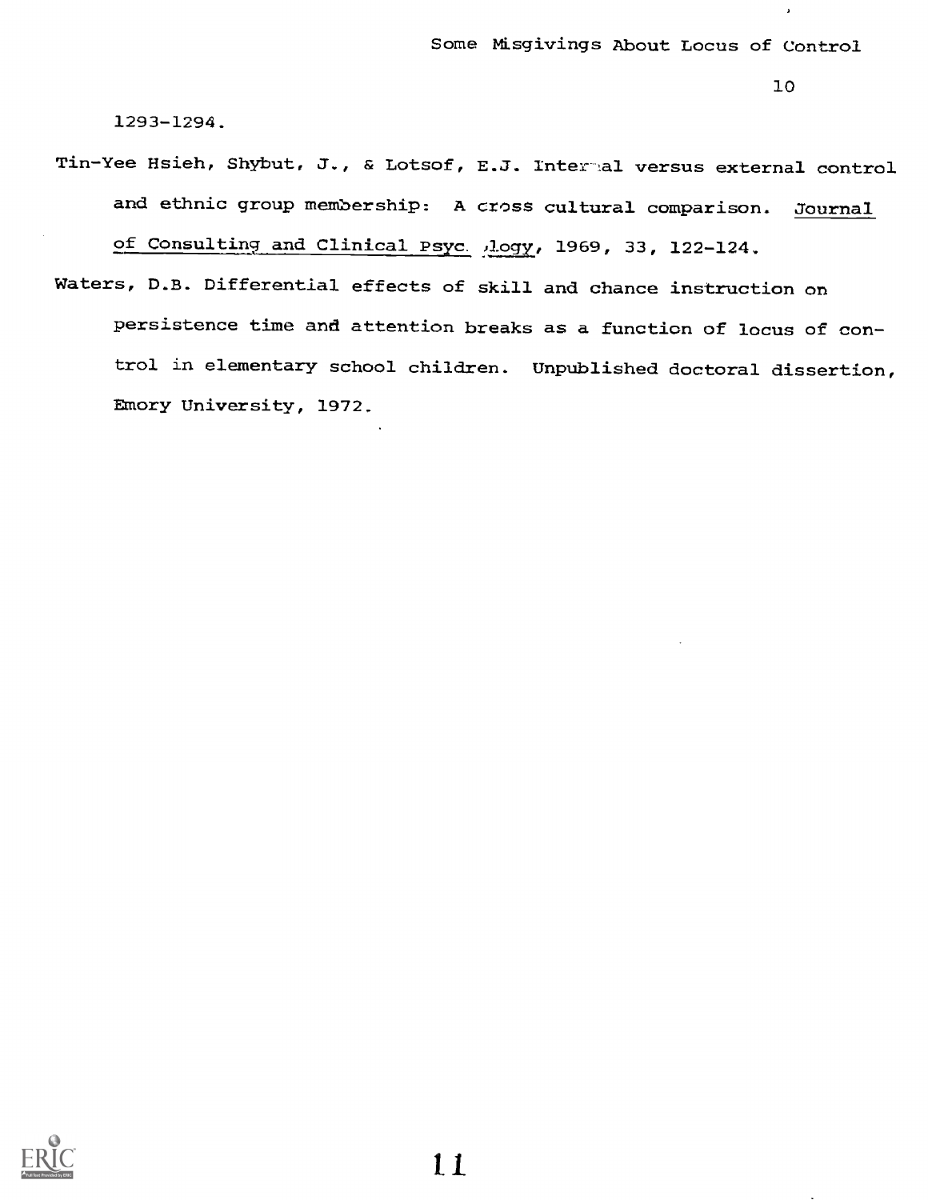1293-1294.

Tin-Yee Hsieh, Shybut, J., & Lotsof, E.J. Internal versus external control and ethnic group membership: A cross cultural comparison. Journal of Consulting and Clinical Psychology, 1969, 33, 122-124.

Waters, D.B. Differential effects of skill and chance instruction on persistence time and attention breaks as a function of locus of control in elementary school children. Unpublished doctoral dissertion, Emory University, 1972.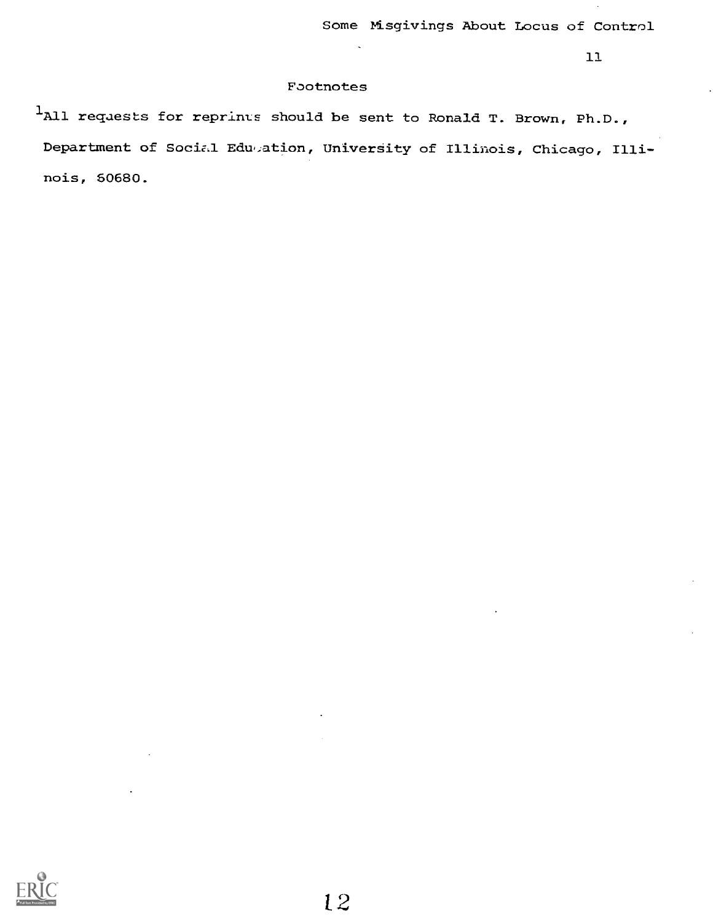## Footnotes

[1]All requests for reprints should be sent to Ronald T. Brown, Ph.D., Department of Social Education, University of Illinois, Chicago, Illinois, 60680.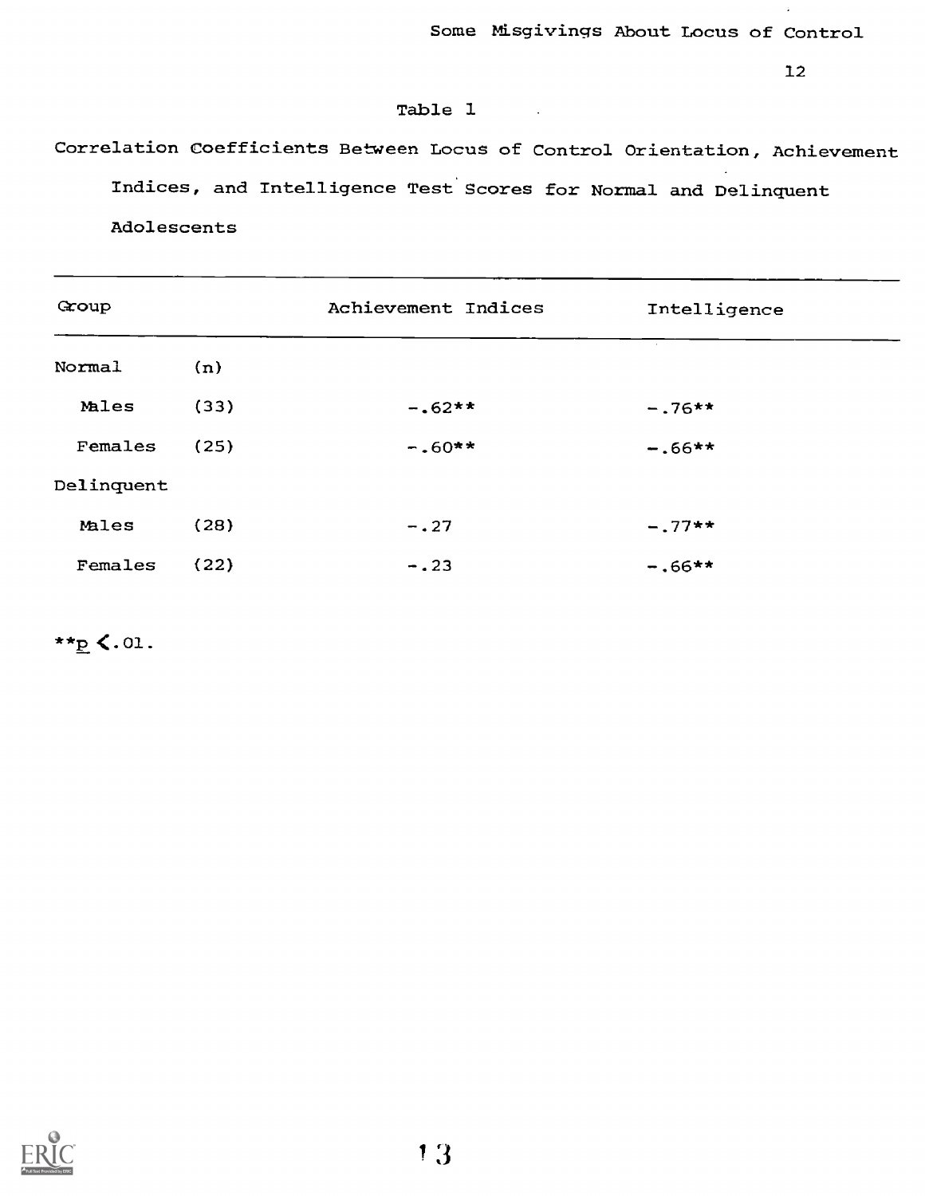Table 1

Correlation Coefficients Between Locus of Control Orientation, Achievement Indices, and Intelligence Test Scores for Normal and Delinquent Adolescents

| Group | | Achievement Indices | Intelligence |
|---|---|---|---|
| Normal | (n) | | |
| Males | (33) | -.62** | -.76** |
| Females | (25) | -.60** | -.66** |
| Delinquent | | | |
| Males | (28) | -.27 | -.77** |
| Females | (22) | -.23 | -.66** |

** $p < .01$.